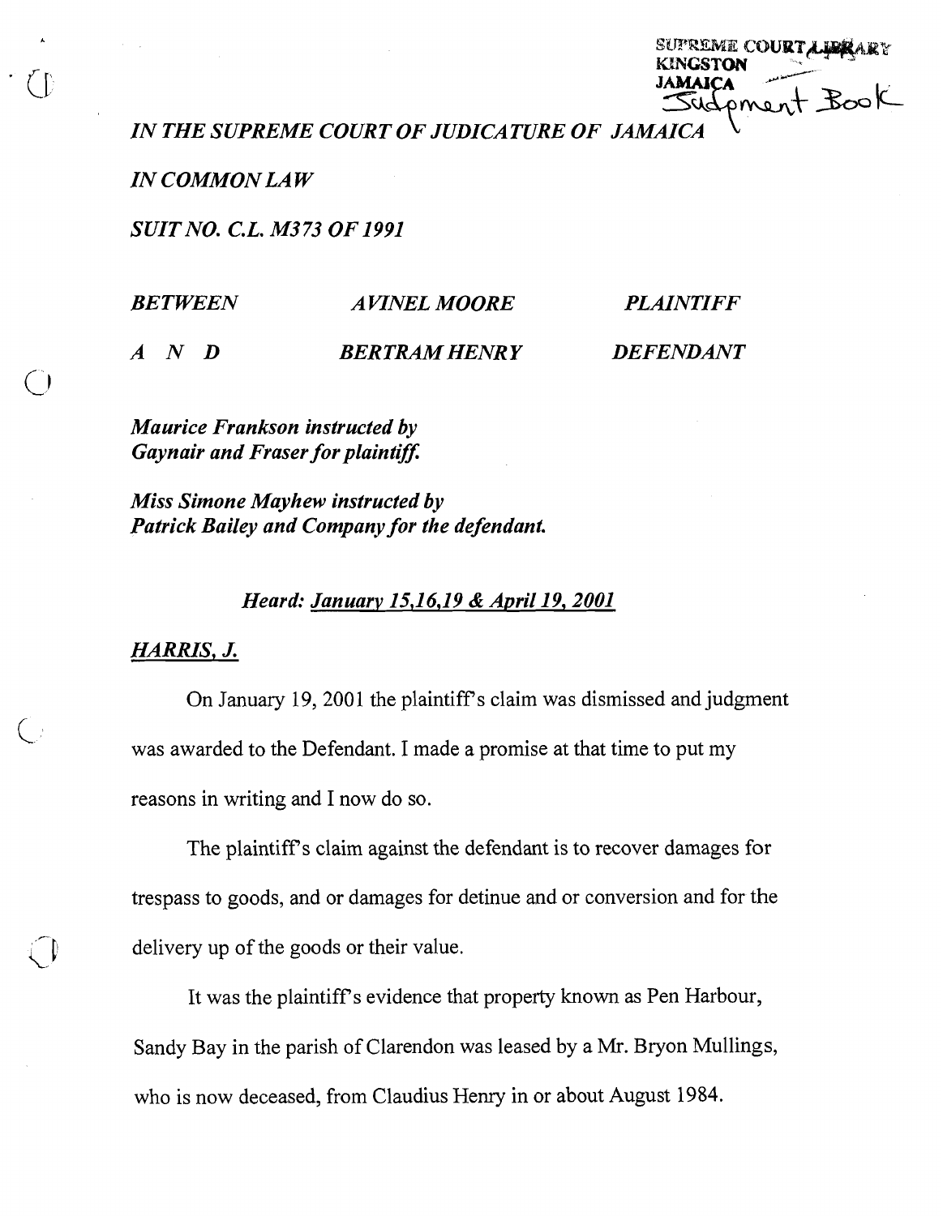SUPREME COURT LIBRARY
KINGSTON
JAMAICA
Judgment Book

*IN THE SUPREME COURT OF JUDICATURE OF JAMAICA*

*IN COMMON LAW*

*SUIT NO. C.L. M373 OF 1991*

| | | |
|---|---|---|
| *BETWEEN* | *AVINEL MOORE* | *PLAINTIFF* |
| *A N D* | *BERTRAM HENRY* | *DEFENDANT* |

*Maurice Frankson instructed by Gaynair and Fraser for plaintiff.*

*Miss Simone Mayhew instructed by Patrick Bailey and Company for the defendant.*

*Heard: January 15,16,19 & April 19, 2001*

*HARRIS, J.*

On January 19, 2001 the plaintiff's claim was dismissed and judgment was awarded to the Defendant. I made a promise at that time to put my reasons in writing and I now do so.

The plaintiff's claim against the defendant is to recover damages for trespass to goods, and or damages for detinue and or conversion and for the delivery up of the goods or their value.

It was the plaintiff's evidence that property known as Pen Harbour, Sandy Bay in the parish of Clarendon was leased by a Mr. Bryon Mullings, who is now deceased, from Claudius Henry in or about August 1984.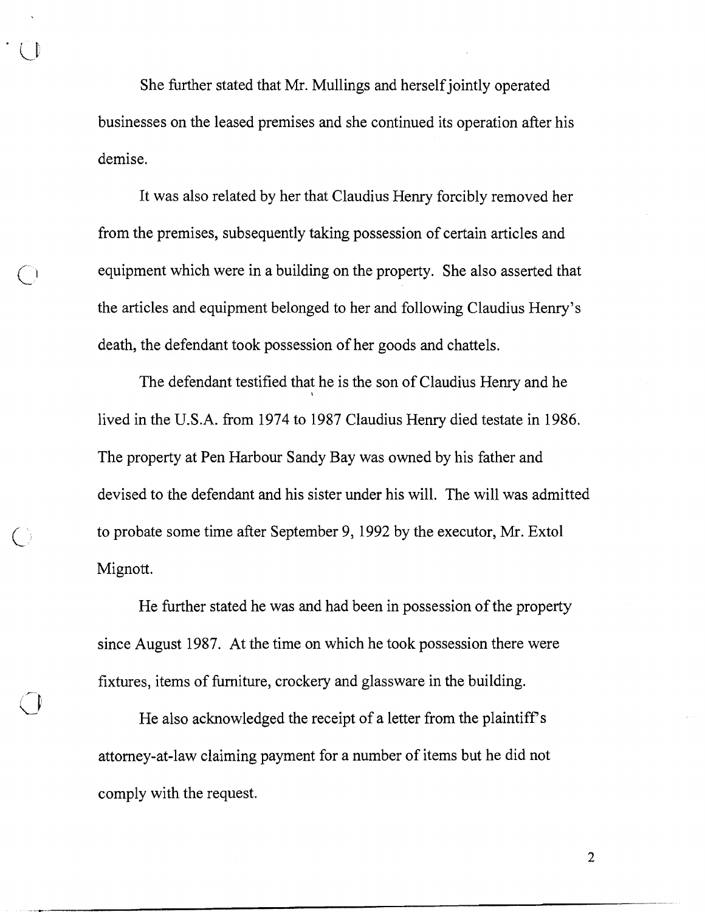She further stated that Mr. Mullings and herself jointly operated businesses on the leased premises and she continued its operation after his demise.

It was also related by her that Claudius Henry forcibly removed her from the premises, subsequently taking possession of certain articles and equipment which were in a building on the property. She also asserted that the articles and equipment belonged to her and following Claudius Henry's death, the defendant took possession of her goods and chattels.

The defendant testified that he is the son of Claudius Henry and he lived in the U.S.A. from 1974 to 1987 Claudius Henry died testate in 1986. The property at Pen Harbour Sandy Bay was owned by his father and devised to the defendant and his sister under his will. The will was admitted to probate some time after September 9, 1992 by the executor, Mr. Extol Mignott.

He further stated he was and had been in possession of the property since August 1987. At the time on which he took possession there were fixtures, items of furniture, crockery and glassware in the building.

He also acknowledged the receipt of a letter from the plaintiff's attorney-at-law claiming payment for a number of items but he did not comply with the request.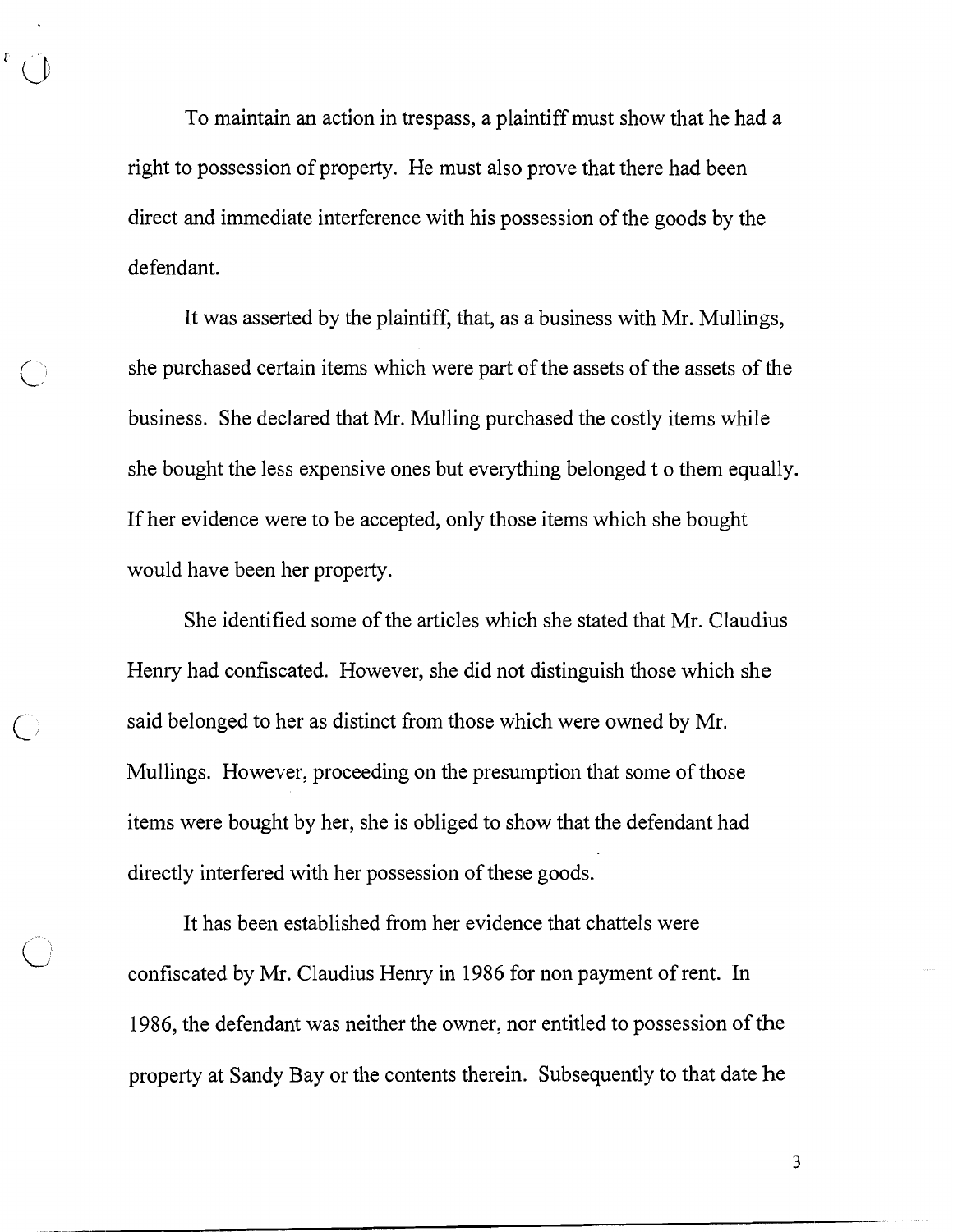To maintain an action in trespass, a plaintiff must show that he had a right to possession of property. He must also prove that there had been direct and immediate interference with his possession of the goods by the defendant.

It was asserted by the plaintiff, that, as a business with Mr. Mullings, she purchased certain items which were part of the assets of the assets of the business. She declared that Mr. Mulling purchased the costly items while she bought the less expensive ones but everything belonged t o them equally. If her evidence were to be accepted, only those items which she bought would have been her property.

She identified some of the articles which she stated that Mr. Claudius Henry had confiscated. However, she did not distinguish those which she said belonged to her as distinct from those which were owned by Mr. Mullings. However, proceeding on the presumption that some of those items were bought by her, she is obliged to show that the defendant had directly interfered with her possession of these goods.

It has been established from her evidence that chattels were confiscated by Mr. Claudius Henry in 1986 for non payment of rent. In 1986, the defendant was neither the owner, nor entitled to possession of the property at Sandy Bay or the contents therein. Subsequently to that date he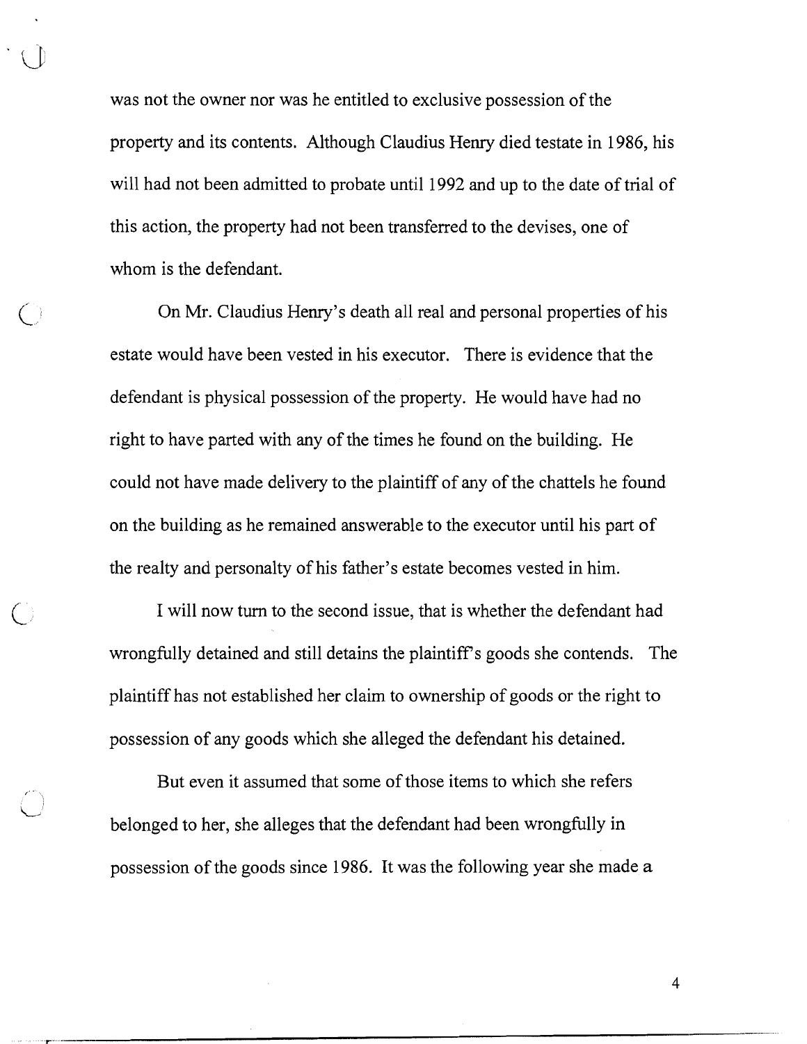was not the owner nor was he entitled to exclusive possession of the property and its contents. Although Claudius Henry died testate in 1986, his will had not been admitted to probate until 1992 and up to the date of trial of this action, the property had not been transferred to the devises, one of whom is the defendant.

On Mr. Claudius Henry's death all real and personal properties of his estate would have been vested in his executor. There is evidence that the defendant is physical possession of the property. He would have had no right to have parted with any of the times he found on the building. He could not have made delivery to the plaintiff of any of the chattels he found on the building as he remained answerable to the executor until his part of the realty and personalty of his father's estate becomes vested in him.

I will now turn to the second issue, that is whether the defendant had wrongfully detained and still detains the plaintiff's goods she contends. The plaintiff has not established her claim to ownership of goods or the right to possession of any goods which she alleged the defendant his detained.

But even it assumed that some of those items to which she refers belonged to her, she alleges that the defendant had been wrongfully in possession of the goods since 1986. It was the following year she made a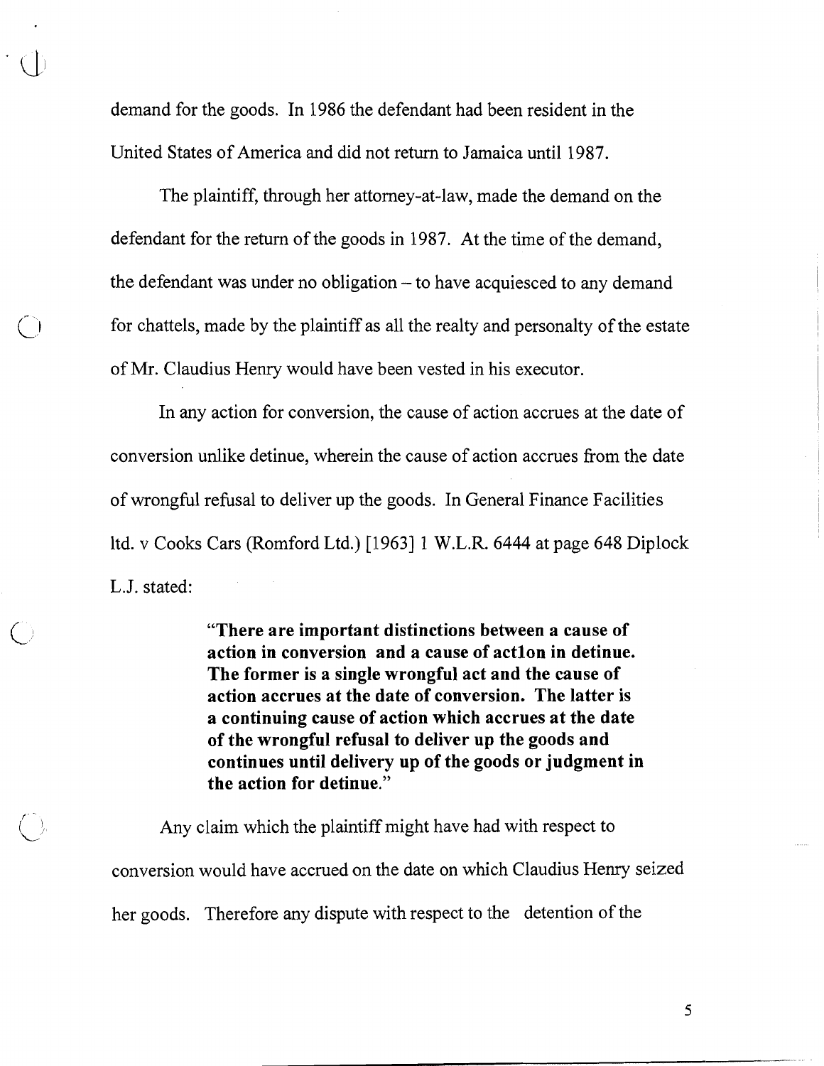demand for the goods. In 1986 the defendant had been resident in the United States of America and did not return to Jamaica until 1987.

The plaintiff, through her attorney-at-law, made the demand on the defendant for the return of the goods in 1987. At the time of the demand, the defendant was under no obligation – to have acquiesced to any demand for chattels, made by the plaintiff as all the realty and personalty of the estate of Mr. Claudius Henry would have been vested in his executor.

In any action for conversion, the cause of action accrues at the date of conversion unlike detinue, wherein the cause of action accrues from the date of wrongful refusal to deliver up the goods. In General Finance Facilities ltd. v Cooks Cars (Romford Ltd.) [1963] 1 W.L.R. 6444 at page 648 Diplock L.J. stated:

> **"There are important distinctions between a cause of action in conversion and a cause of actlon in detinue. The former is a single wrongful act and the cause of action accrues at the date of conversion. The latter is a continuing cause of action which accrues at the date of the wrongful refusal to deliver up the goods and continues until delivery up of the goods or judgment in the action for detinue."**

Any claim which the plaintiff might have had with respect to conversion would have accrued on the date on which Claudius Henry seized her goods. Therefore any dispute with respect to the detention of the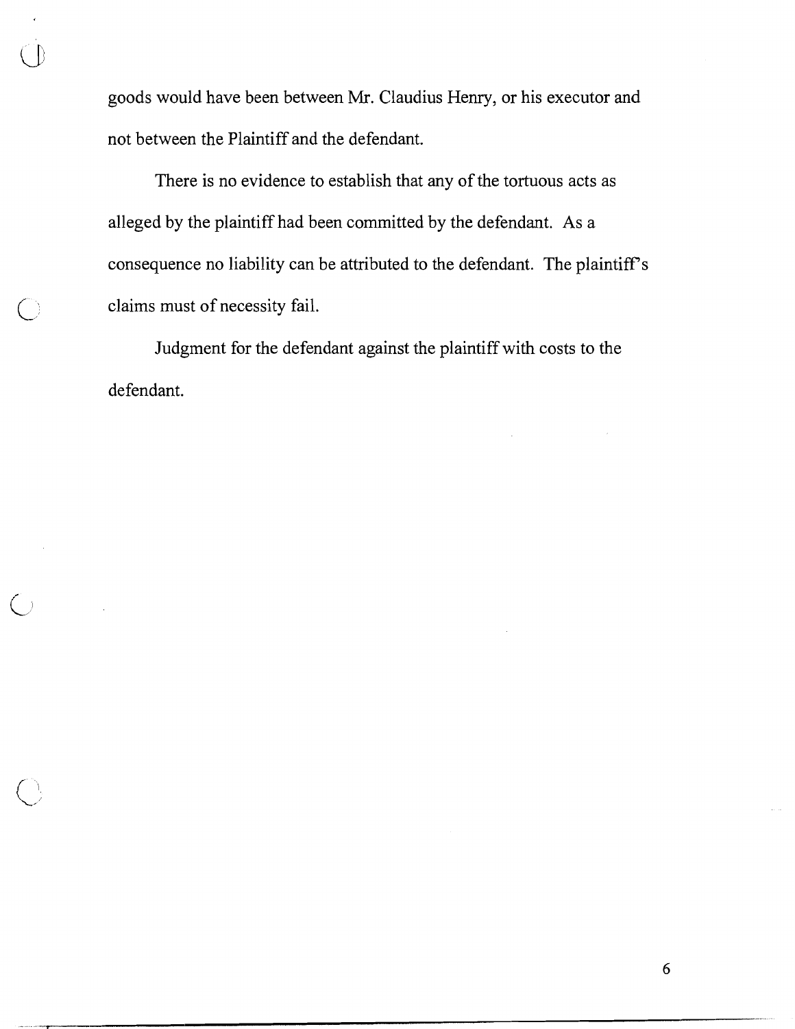goods would have been between Mr. Claudius Henry, or his executor and not between the Plaintiff and the defendant.

There is no evidence to establish that any of the tortuous acts as alleged by the plaintiff had been committed by the defendant. As a consequence no liability can be attributed to the defendant. The plaintiff's claims must of necessity fail.

Judgment for the defendant against the plaintiff with costs to the defendant.